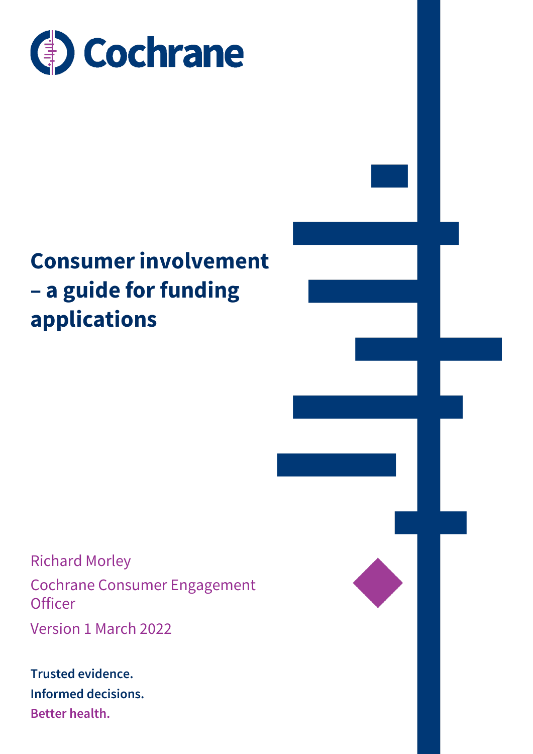Cochrane

# Consumer involvement – a guide for funding applications

Richard Morley

Cochrane Consumer Engagement Officer

Version 1 March 2022

**Trusted evidence.**
**Informed decisions.**
**Better health.**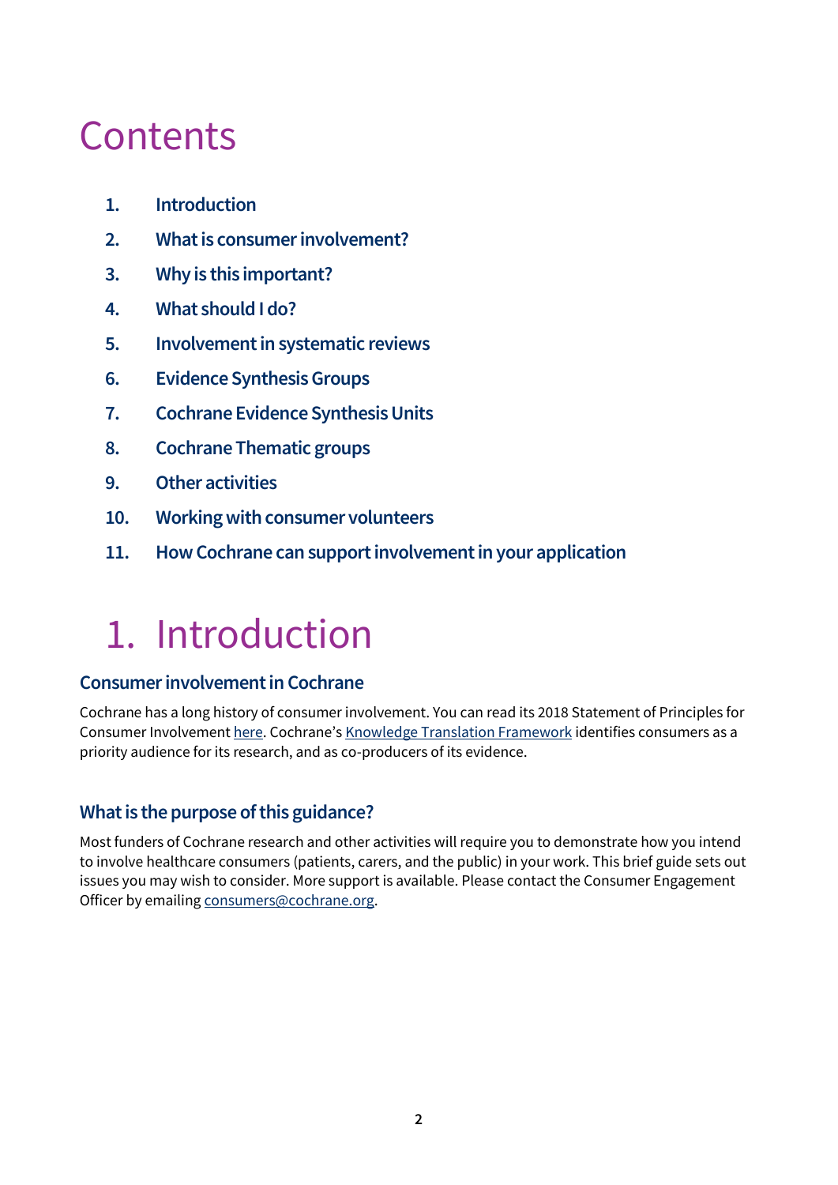# Contents

1. **Introduction**
2. **What is consumer involvement?**
3. **Why is this important?**
4. **What should I do?**
5. **Involvement in systematic reviews**
6. **Evidence Synthesis Groups**
7. **Cochrane Evidence Synthesis Units**
8. **Cochrane Thematic groups**
9. **Other activities**
10. **Working with consumer volunteers**
11. **How Cochrane can support involvement in your application**

# 1. Introduction

## Consumer involvement in Cochrane

Cochrane has a long history of consumer involvement. You can read its 2018 Statement of Principles for Consumer Involvement here. Cochrane's Knowledge Translation Framework identifies consumers as a priority audience for its research, and as co-producers of its evidence.

## What is the purpose of this guidance?

Most funders of Cochrane research and other activities will require you to demonstrate how you intend to involve healthcare consumers (patients, carers, and the public) in your work. This brief guide sets out issues you may wish to consider. More support is available. Please contact the Consumer Engagement Officer by emailing consumers@cochrane.org.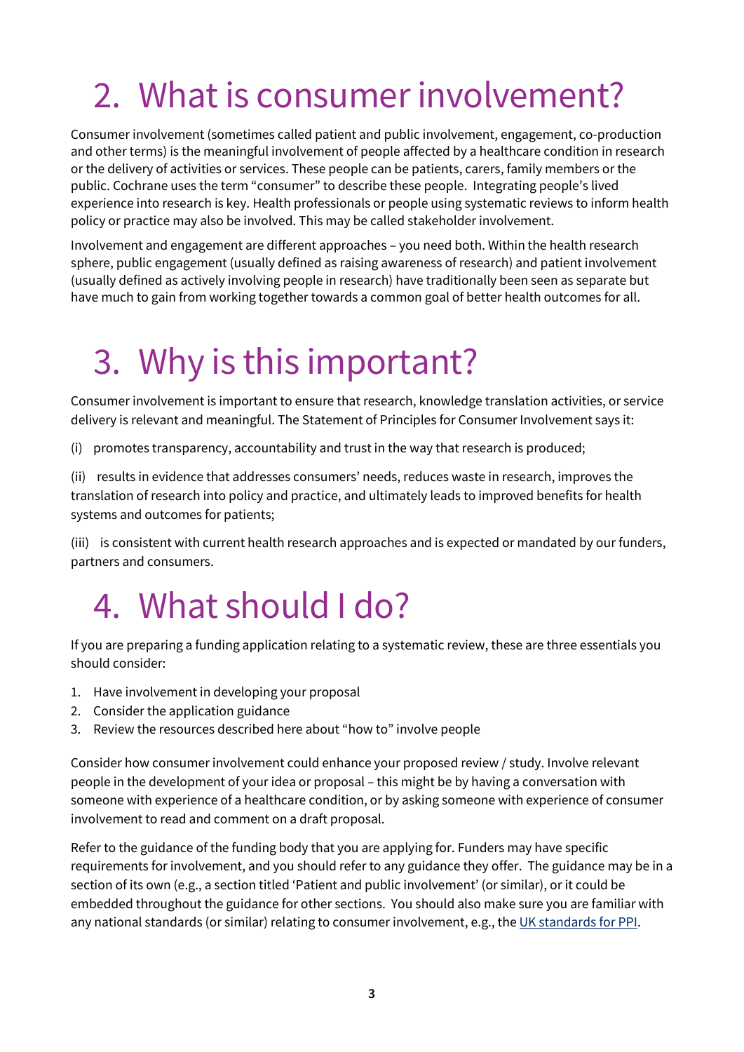# 2. What is consumer involvement?

Consumer involvement (sometimes called patient and public involvement, engagement, co-production and other terms) is the meaningful involvement of people affected by a healthcare condition in research or the delivery of activities or services. These people can be patients, carers, family members or the public. Cochrane uses the term "consumer" to describe these people. Integrating people's lived experience into research is key. Health professionals or people using systematic reviews to inform health policy or practice may also be involved. This may be called stakeholder involvement.

Involvement and engagement are different approaches – you need both. Within the health research sphere, public engagement (usually defined as raising awareness of research) and patient involvement (usually defined as actively involving people in research) have traditionally been seen as separate but have much to gain from working together towards a common goal of better health outcomes for all.

# 3. Why is this important?

Consumer involvement is important to ensure that research, knowledge translation activities, or service delivery is relevant and meaningful. The Statement of Principles for Consumer Involvement says it:

(i) promotes transparency, accountability and trust in the way that research is produced;

(ii) results in evidence that addresses consumers' needs, reduces waste in research, improves the translation of research into policy and practice, and ultimately leads to improved benefits for health systems and outcomes for patients;

(iii) is consistent with current health research approaches and is expected or mandated by our funders, partners and consumers.

# 4. What should I do?

If you are preparing a funding application relating to a systematic review, these are three essentials you should consider:

1. Have involvement in developing your proposal
2. Consider the application guidance
3. Review the resources described here about "how to" involve people

Consider how consumer involvement could enhance your proposed review / study. Involve relevant people in the development of your idea or proposal – this might be by having a conversation with someone with experience of a healthcare condition, or by asking someone with experience of consumer involvement to read and comment on a draft proposal.

Refer to the guidance of the funding body that you are applying for. Funders may have specific requirements for involvement, and you should refer to any guidance they offer. The guidance may be in a section of its own (e.g., a section titled 'Patient and public involvement' (or similar), or it could be embedded throughout the guidance for other sections. You should also make sure you are familiar with any national standards (or similar) relating to consumer involvement, e.g., the UK standards for PPI.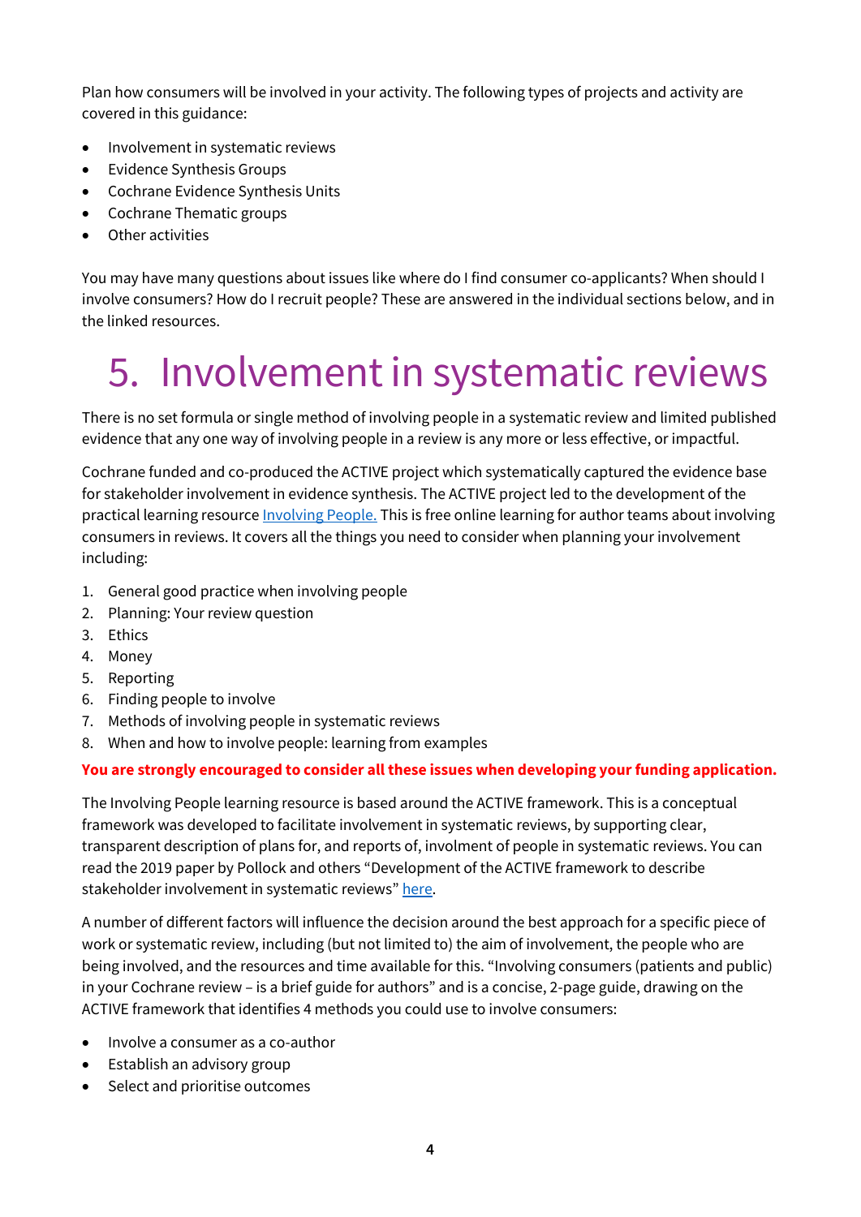Plan how consumers will be involved in your activity. The following types of projects and activity are covered in this guidance:

- Involvement in systematic reviews
- Evidence Synthesis Groups
- Cochrane Evidence Synthesis Units
- Cochrane Thematic groups
- Other activities

You may have many questions about issues like where do I find consumer co-applicants? When should I involve consumers? How do I recruit people? These are answered in the individual sections below, and in the linked resources.

# 5. Involvement in systematic reviews

There is no set formula or single method of involving people in a systematic review and limited published evidence that any one way of involving people in a review is any more or less effective, or impactful.

Cochrane funded and co-produced the ACTIVE project which systematically captured the evidence base for stakeholder involvement in evidence synthesis. The ACTIVE project led to the development of the practical learning resource Involving People. This is free online learning for author teams about involving consumers in reviews. It covers all the things you need to consider when planning your involvement including:

1. General good practice when involving people
2. Planning: Your review question
3. Ethics
4. Money
5. Reporting
6. Finding people to involve
7. Methods of involving people in systematic reviews
8. When and how to involve people: learning from examples

**You are strongly encouraged to consider all these issues when developing your funding application.**

The Involving People learning resource is based around the ACTIVE framework. This is a conceptual framework was developed to facilitate involvement in systematic reviews, by supporting clear, transparent description of plans for, and reports of, involment of people in systematic reviews. You can read the 2019 paper by Pollock and others "Development of the ACTIVE framework to describe stakeholder involvement in systematic reviews" here.

A number of different factors will influence the decision around the best approach for a specific piece of work or systematic review, including (but not limited to) the aim of involvement, the people who are being involved, and the resources and time available for this. "Involving consumers (patients and public) in your Cochrane review – is a brief guide for authors" and is a concise, 2-page guide, drawing on the ACTIVE framework that identifies 4 methods you could use to involve consumers:

- Involve a consumer as a co-author
- Establish an advisory group
- Select and prioritise outcomes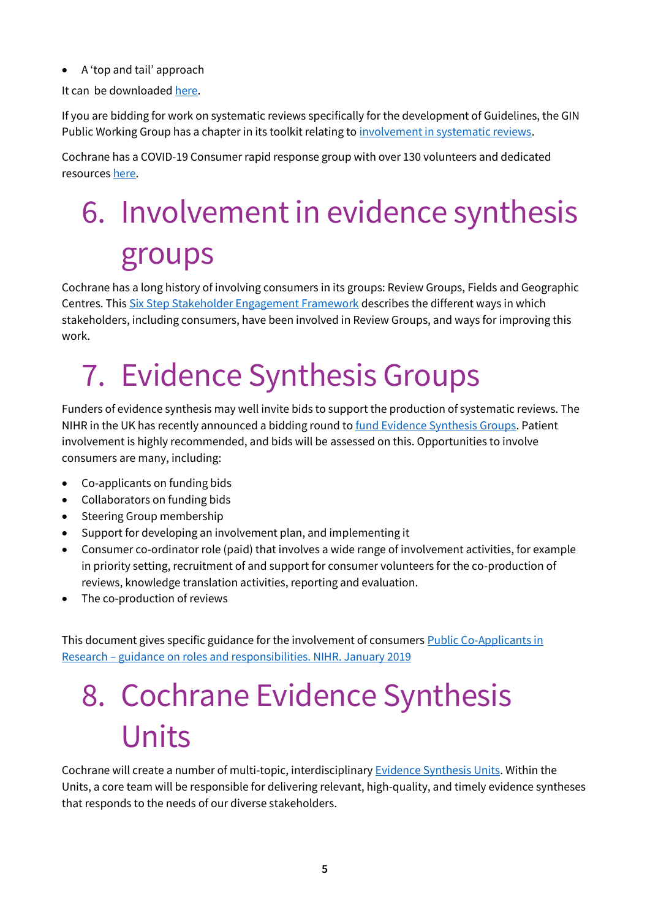- A 'top and tail' approach

It can be downloaded here.

If you are bidding for work on systematic reviews specifically for the development of Guidelines, the GIN Public Working Group has a chapter in its toolkit relating to involvement in systematic reviews.

Cochrane has a COVID-19 Consumer rapid response group with over 130 volunteers and dedicated resources here.

# 6. Involvement in evidence synthesis groups

Cochrane has a long history of involving consumers in its groups: Review Groups, Fields and Geographic Centres. This Six Step Stakeholder Engagement Framework describes the different ways in which stakeholders, including consumers, have been involved in Review Groups, and ways for improving this work.

# 7. Evidence Synthesis Groups

Funders of evidence synthesis may well invite bids to support the production of systematic reviews. The NIHR in the UK has recently announced a bidding round to fund Evidence Synthesis Groups. Patient involvement is highly recommended, and bids will be assessed on this. Opportunities to involve consumers are many, including:

- Co-applicants on funding bids
- Collaborators on funding bids
- Steering Group membership
- Support for developing an involvement plan, and implementing it
- Consumer co-ordinator role (paid) that involves a wide range of involvement activities, for example in priority setting, recruitment of and support for consumer volunteers for the co-production of reviews, knowledge translation activities, reporting and evaluation.
- The co-production of reviews

This document gives specific guidance for the involvement of consumers Public Co-Applicants in Research – guidance on roles and responsibilities. NIHR. January 2019

# 8. Cochrane Evidence Synthesis Units

Cochrane will create a number of multi-topic, interdisciplinary Evidence Synthesis Units. Within the Units, a core team will be responsible for delivering relevant, high-quality, and timely evidence syntheses that responds to the needs of our diverse stakeholders.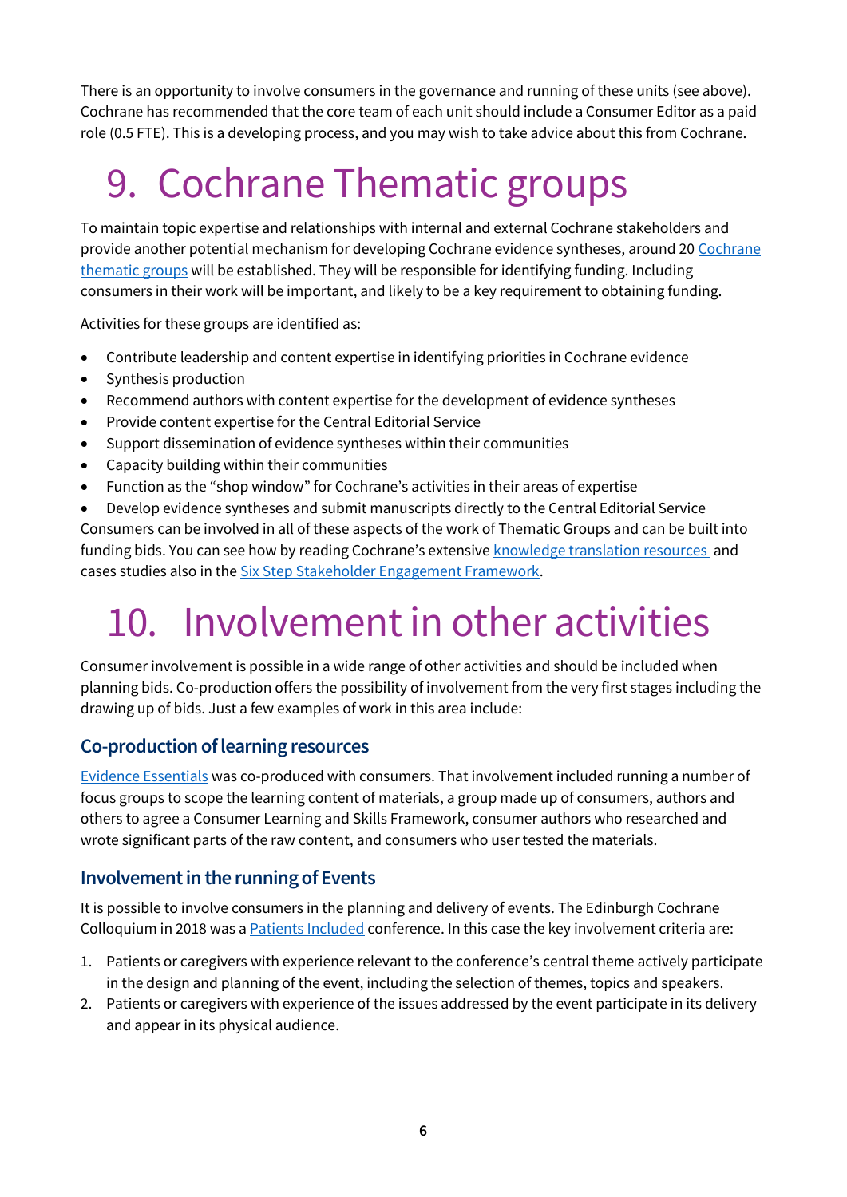There is an opportunity to involve consumers in the governance and running of these units (see above). Cochrane has recommended that the core team of each unit should include a Consumer Editor as a paid role (0.5 FTE). This is a developing process, and you may wish to take advice about this from Cochrane.

# 9. Cochrane Thematic groups

To maintain topic expertise and relationships with internal and external Cochrane stakeholders and provide another potential mechanism for developing Cochrane evidence syntheses, around 20 Cochrane thematic groups will be established. They will be responsible for identifying funding. Including consumers in their work will be important, and likely to be a key requirement to obtaining funding.

Activities for these groups are identified as:

- Contribute leadership and content expertise in identifying priorities in Cochrane evidence
- Synthesis production
- Recommend authors with content expertise for the development of evidence syntheses
- Provide content expertise for the Central Editorial Service
- Support dissemination of evidence syntheses within their communities
- Capacity building within their communities
- Function as the "shop window" for Cochrane's activities in their areas of expertise
- Develop evidence syntheses and submit manuscripts directly to the Central Editorial Service

Consumers can be involved in all of these aspects of the work of Thematic Groups and can be built into funding bids. You can see how by reading Cochrane's extensive knowledge translation resources and cases studies also in the Six Step Stakeholder Engagement Framework.

# 10. Involvement in other activities

Consumer involvement is possible in a wide range of other activities and should be included when planning bids. Co-production offers the possibility of involvement from the very first stages including the drawing up of bids. Just a few examples of work in this area include:

## Co-production of learning resources

Evidence Essentials was co-produced with consumers. That involvement included running a number of focus groups to scope the learning content of materials, a group made up of consumers, authors and others to agree a Consumer Learning and Skills Framework, consumer authors who researched and wrote significant parts of the raw content, and consumers who user tested the materials.

## Involvement in the running of Events

It is possible to involve consumers in the planning and delivery of events. The Edinburgh Cochrane Colloquium in 2018 was a Patients Included conference. In this case the key involvement criteria are:

1. Patients or caregivers with experience relevant to the conference's central theme actively participate in the design and planning of the event, including the selection of themes, topics and speakers.
2. Patients or caregivers with experience of the issues addressed by the event participate in its delivery and appear in its physical audience.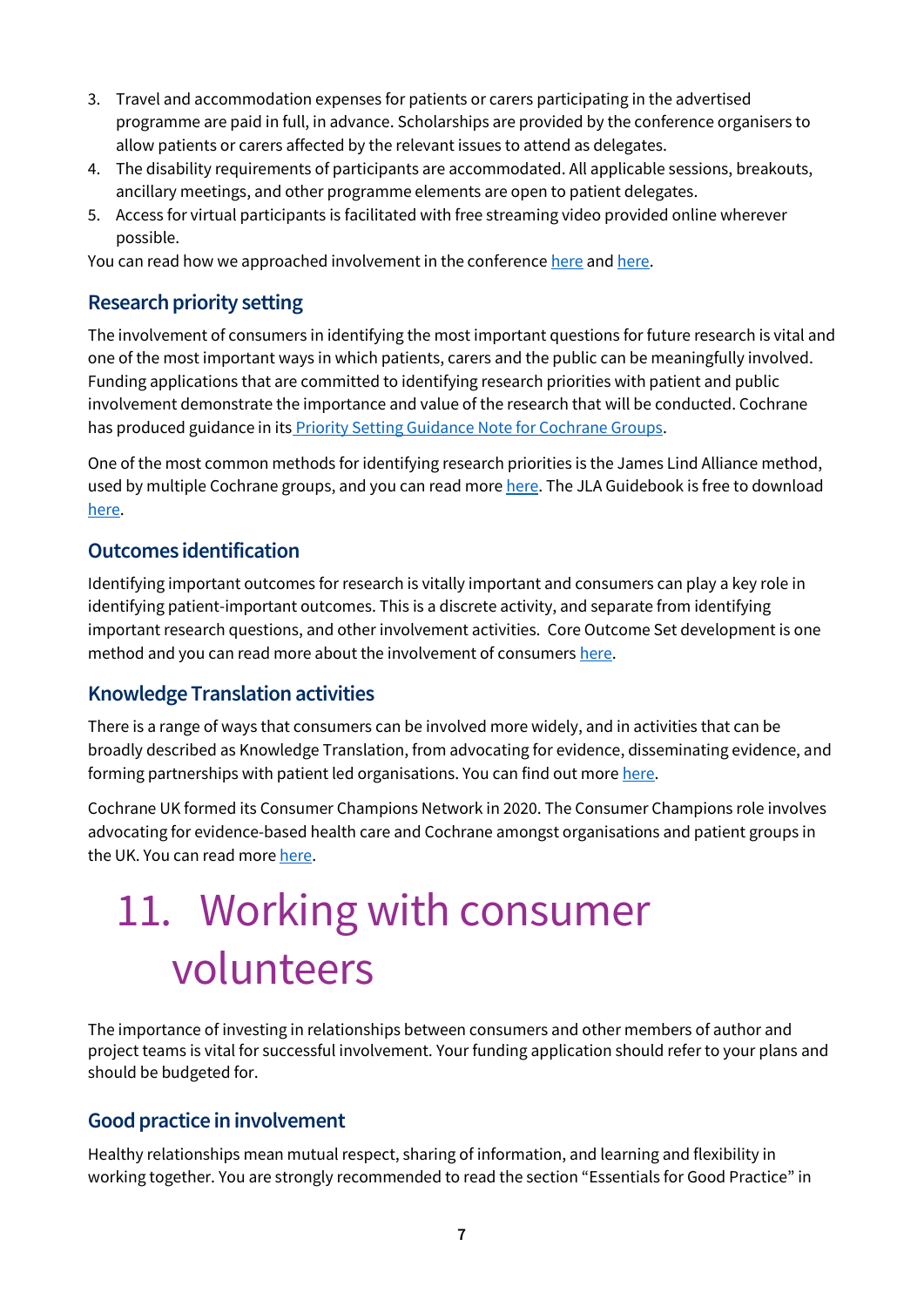3. Travel and accommodation expenses for patients or carers participating in the advertised programme are paid in full, in advance. Scholarships are provided by the conference organisers to allow patients or carers affected by the relevant issues to attend as delegates.
4. The disability requirements of participants are accommodated. All applicable sessions, breakouts, ancillary meetings, and other programme elements are open to patient delegates.
5. Access for virtual participants is facilitated with free streaming video provided online wherever possible.

You can read how we approached involvement in the conference here and here.

### Research priority setting

The involvement of consumers in identifying the most important questions for future research is vital and one of the most important ways in which patients, carers and the public can be meaningfully involved. Funding applications that are committed to identifying research priorities with patient and public involvement demonstrate the importance and value of the research that will be conducted. Cochrane has produced guidance in its Priority Setting Guidance Note for Cochrane Groups.

One of the most common methods for identifying research priorities is the James Lind Alliance method, used by multiple Cochrane groups, and you can read more here. The JLA Guidebook is free to download here.

### Outcomes identification

Identifying important outcomes for research is vitally important and consumers can play a key role in identifying patient-important outcomes. This is a discrete activity, and separate from identifying important research questions, and other involvement activities. Core Outcome Set development is one method and you can read more about the involvement of consumers here.

### Knowledge Translation activities

There is a range of ways that consumers can be involved more widely, and in activities that can be broadly described as Knowledge Translation, from advocating for evidence, disseminating evidence, and forming partnerships with patient led organisations. You can find out more here.

Cochrane UK formed its Consumer Champions Network in 2020. The Consumer Champions role involves advocating for evidence-based health care and Cochrane amongst organisations and patient groups in the UK. You can read more here.

# 11. Working with consumer volunteers

The importance of investing in relationships between consumers and other members of author and project teams is vital for successful involvement. Your funding application should refer to your plans and should be budgeted for.

### Good practice in involvement

Healthy relationships mean mutual respect, sharing of information, and learning and flexibility in working together. You are strongly recommended to read the section "Essentials for Good Practice" in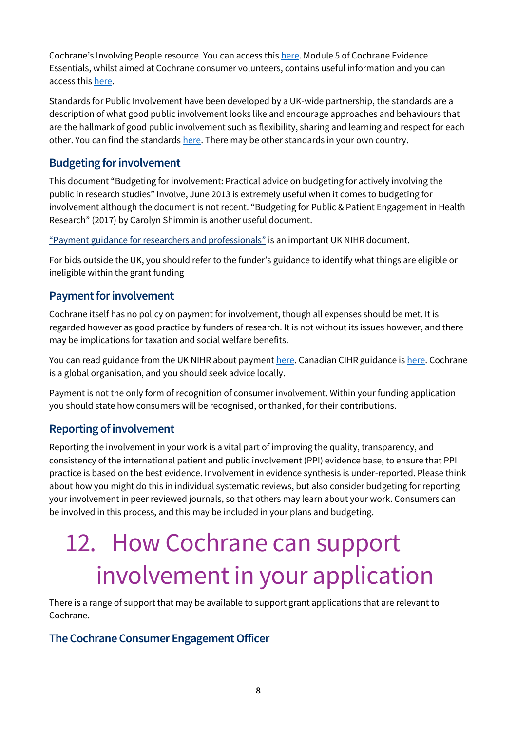Cochrane's Involving People resource. You can access this here. Module 5 of Cochrane Evidence Essentials, whilst aimed at Cochrane consumer volunteers, contains useful information and you can access this here.

Standards for Public Involvement have been developed by a UK-wide partnership, the standards are a description of what good public involvement looks like and encourage approaches and behaviours that are the hallmark of good public involvement such as flexibility, sharing and learning and respect for each other. You can find the standards here. There may be other standards in your own country.

### Budgeting for involvement

This document "Budgeting for involvement: Practical advice on budgeting for actively involving the public in research studies" Involve, June 2013 is extremely useful when it comes to budgeting for involvement although the document is not recent. "Budgeting for Public & Patient Engagement in Health Research" (2017) by Carolyn Shimmin is another useful document.

"Payment guidance for researchers and professionals" is an important UK NIHR document.

For bids outside the UK, you should refer to the funder's guidance to identify what things are eligible or ineligible within the grant funding

### Payment for involvement

Cochrane itself has no policy on payment for involvement, though all expenses should be met. It is regarded however as good practice by funders of research. It is not without its issues however, and there may be implications for taxation and social welfare benefits.

You can read guidance from the UK NIHR about payment here. Canadian CIHR guidance is here. Cochrane is a global organisation, and you should seek advice locally.

Payment is not the only form of recognition of consumer involvement. Within your funding application you should state how consumers will be recognised, or thanked, for their contributions.

### Reporting of involvement

Reporting the involvement in your work is a vital part of improving the quality, transparency, and consistency of the international patient and public involvement (PPI) evidence base, to ensure that PPI practice is based on the best evidence. Involvement in evidence synthesis is under-reported. Please think about how you might do this in individual systematic reviews, but also consider budgeting for reporting your involvement in peer reviewed journals, so that others may learn about your work. Consumers can be involved in this process, and this may be included in your plans and budgeting.

# 12. How Cochrane can support involvement in your application

There is a range of support that may be available to support grant applications that are relevant to Cochrane.

### The Cochrane Consumer Engagement Officer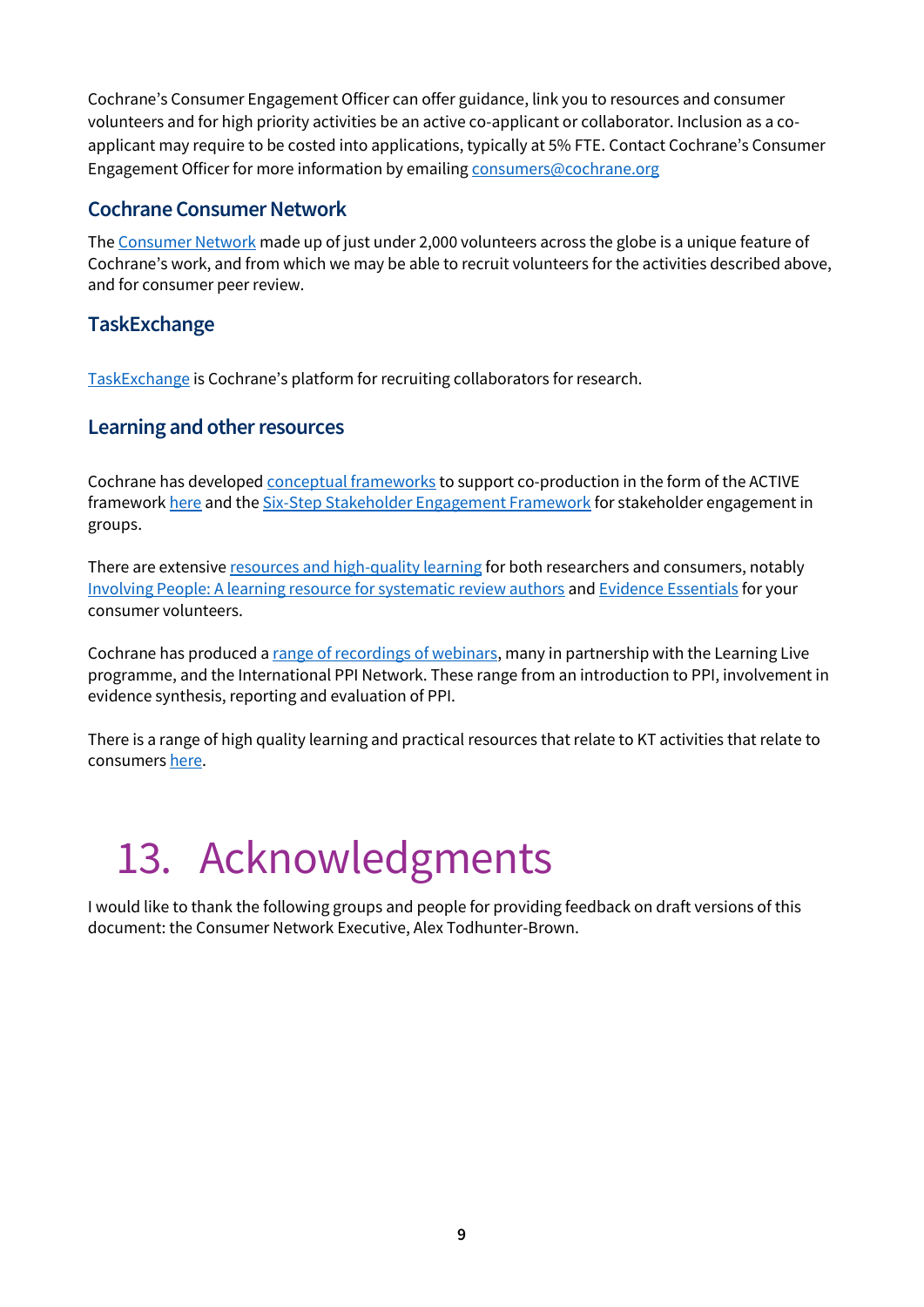Cochrane's Consumer Engagement Officer can offer guidance, link you to resources and consumer volunteers and for high priority activities be an active co-applicant or collaborator. Inclusion as a co-applicant may require to be costed into applications, typically at 5% FTE. Contact Cochrane's Consumer Engagement Officer for more information by emailing consumers@cochrane.org

### Cochrane Consumer Network

The Consumer Network made up of just under 2,000 volunteers across the globe is a unique feature of Cochrane's work, and from which we may be able to recruit volunteers for the activities described above, and for consumer peer review.

### TaskExchange

TaskExchange is Cochrane's platform for recruiting collaborators for research.

### Learning and other resources

Cochrane has developed conceptual frameworks to support co-production in the form of the ACTIVE framework here and the Six-Step Stakeholder Engagement Framework for stakeholder engagement in groups.

There are extensive resources and high-quality learning for both researchers and consumers, notably Involving People: A learning resource for systematic review authors and Evidence Essentials for your consumer volunteers.

Cochrane has produced a range of recordings of webinars, many in partnership with the Learning Live programme, and the International PPI Network. These range from an introduction to PPI, involvement in evidence synthesis, reporting and evaluation of PPI.

There is a range of high quality learning and practical resources that relate to KT activities that relate to consumers here.

# 13. Acknowledgments

I would like to thank the following groups and people for providing feedback on draft versions of this document: the Consumer Network Executive, Alex Todhunter-Brown.